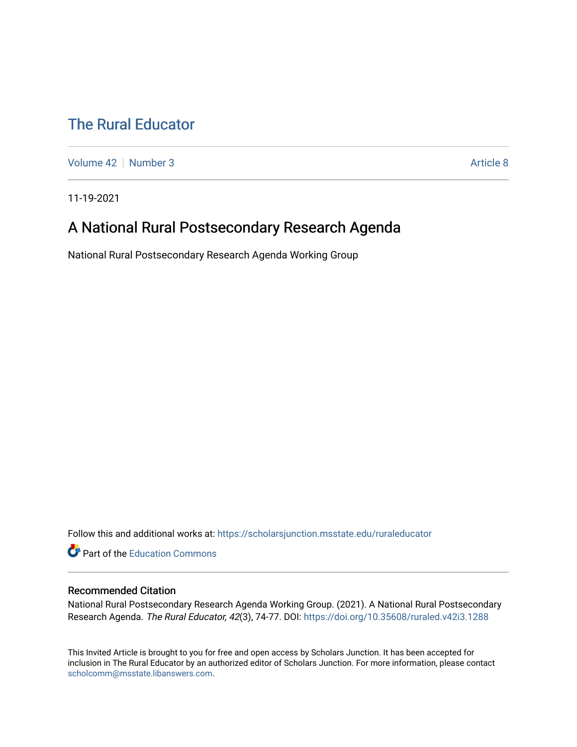# The Rural Educator

Volume 42 | Number 3 | Article 8

11-19-2021

## A National Rural Postsecondary Research Agenda

National Rural Postsecondary Research Agenda Working Group

Follow this and additional works at: https://scholarsjunction.msstate.edu/ruraleducator

Part of the Education Commons

### Recommended Citation

National Rural Postsecondary Research Agenda Working Group. (2021). A National Rural Postsecondary Research Agenda. *The Rural Educator, 42*(3), 74-77. DOI: https://doi.org/10.35608/ruraled.v42i3.1288

This Invited Article is brought to you for free and open access by Scholars Junction. It has been accepted for inclusion in The Rural Educator by an authorized editor of Scholars Junction. For more information, please contact scholcomm@msstate.libanswers.com.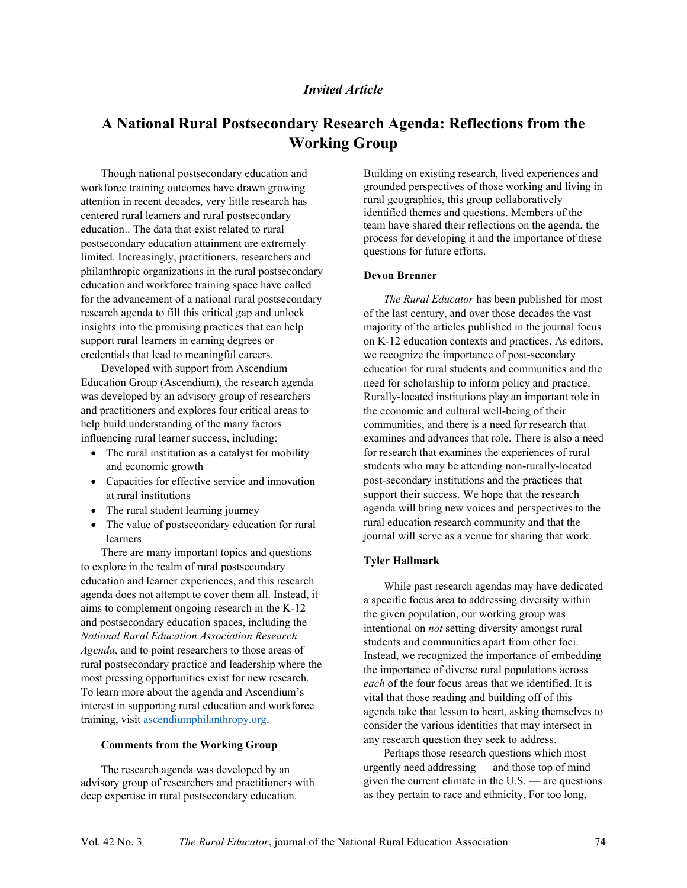*Invited Article*

# A National Rural Postsecondary Research Agenda: Reflections from the Working Group

Though national postsecondary education and workforce training outcomes have drawn growing attention in recent decades, very little research has centered rural learners and rural postsecondary education.. The data that exist related to rural postsecondary education attainment are extremely limited. Increasingly, practitioners, researchers and philanthropic organizations in the rural postsecondary education and workforce training space have called for the advancement of a national rural postsecondary research agenda to fill this critical gap and unlock insights into the promising practices that can help support rural learners in earning degrees or credentials that lead to meaningful careers.

Developed with support from Ascendium Education Group (Ascendium), the research agenda was developed by an advisory group of researchers and practitioners and explores four critical areas to help build understanding of the many factors influencing rural learner success, including:

- The rural institution as a catalyst for mobility and economic growth
- Capacities for effective service and innovation at rural institutions
- The rural student learning journey
- The value of postsecondary education for rural learners

There are many important topics and questions to explore in the realm of rural postsecondary education and learner experiences, and this research agenda does not attempt to cover them all. Instead, it aims to complement ongoing research in the K-12 and postsecondary education spaces, including the *National Rural Education Association Research Agenda*, and to point researchers to those areas of rural postsecondary practice and leadership where the most pressing opportunities exist for new research. To learn more about the agenda and Ascendium's interest in supporting rural education and workforce training, visit [ascendiumphilanthropy.org](ascendiumphilanthropy.org).

## Comments from the Working Group

The research agenda was developed by an advisory group of researchers and practitioners with deep expertise in rural postsecondary education. Building on existing research, lived experiences and grounded perspectives of those working and living in rural geographies, this group collaboratively identified themes and questions. Members of the team have shared their reflections on the agenda, the process for developing it and the importance of these questions for future efforts.

### Devon Brenner

*The Rural Educator* has been published for most of the last century, and over those decades the vast majority of the articles published in the journal focus on K-12 education contexts and practices. As editors, we recognize the importance of post-secondary education for rural students and communities and the need for scholarship to inform policy and practice. Rurally-located institutions play an important role in the economic and cultural well-being of their communities, and there is a need for research that examines and advances that role. There is also a need for research that examines the experiences of rural students who may be attending non-rurally-located post-secondary institutions and the practices that support their success. We hope that the research agenda will bring new voices and perspectives to the rural education research community and that the journal will serve as a venue for sharing that work.

### Tyler Hallmark

While past research agendas may have dedicated a specific focus area to addressing diversity within the given population, our working group was intentional on *not* setting diversity amongst rural students and communities apart from other foci. Instead, we recognized the importance of embedding the importance of diverse rural populations across *each* of the four focus areas that we identified. It is vital that those reading and building off of this agenda take that lesson to heart, asking themselves to consider the various identities that may intersect in any research question they seek to address.

Perhaps those research questions which most urgently need addressing — and those top of mind given the current climate in the U.S. — are questions as they pertain to race and ethnicity. For too long,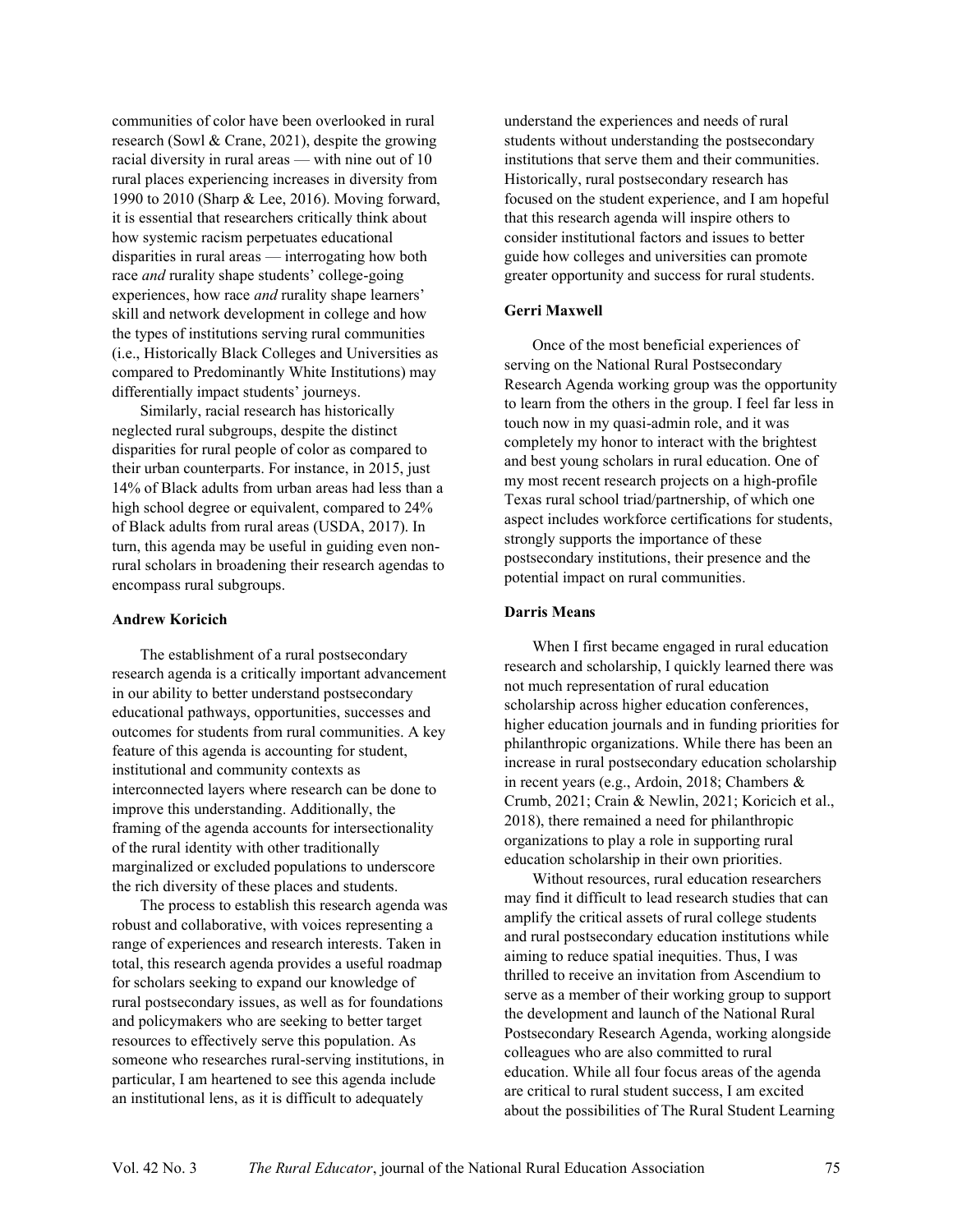communities of color have been overlooked in rural research (Sowl & Crane, 2021), despite the growing racial diversity in rural areas — with nine out of 10 rural places experiencing increases in diversity from 1990 to 2010 (Sharp & Lee, 2016). Moving forward, it is essential that researchers critically think about how systemic racism perpetuates educational disparities in rural areas — interrogating how both race *and* rurality shape students' college-going experiences, how race *and* rurality shape learners' skill and network development in college and how the types of institutions serving rural communities (i.e., Historically Black Colleges and Universities as compared to Predominantly White Institutions) may differentially impact students' journeys.

Similarly, racial research has historically neglected rural subgroups, despite the distinct disparities for rural people of color as compared to their urban counterparts. For instance, in 2015, just 14% of Black adults from urban areas had less than a high school degree or equivalent, compared to 24% of Black adults from rural areas (USDA, 2017). In turn, this agenda may be useful in guiding even non-rural scholars in broadening their research agendas to encompass rural subgroups.

**Andrew Koricich**

The establishment of a rural postsecondary research agenda is a critically important advancement in our ability to better understand postsecondary educational pathways, opportunities, successes and outcomes for students from rural communities. A key feature of this agenda is accounting for student, institutional and community contexts as interconnected layers where research can be done to improve this understanding. Additionally, the framing of the agenda accounts for intersectionality of the rural identity with other traditionally marginalized or excluded populations to underscore the rich diversity of these places and students.

The process to establish this research agenda was robust and collaborative, with voices representing a range of experiences and research interests. Taken in total, this research agenda provides a useful roadmap for scholars seeking to expand our knowledge of rural postsecondary issues, as well as for foundations and policymakers who are seeking to better target resources to effectively serve this population. As someone who researches rural-serving institutions, in particular, I am heartened to see this agenda include an institutional lens, as it is difficult to adequately understand the experiences and needs of rural students without understanding the postsecondary institutions that serve them and their communities. Historically, rural postsecondary research has focused on the student experience, and I am hopeful that this research agenda will inspire others to consider institutional factors and issues to better guide how colleges and universities can promote greater opportunity and success for rural students.

**Gerri Maxwell**

Once of the most beneficial experiences of serving on the National Rural Postsecondary Research Agenda working group was the opportunity to learn from the others in the group. I feel far less in touch now in my quasi-admin role, and it was completely my honor to interact with the brightest and best young scholars in rural education. One of my most recent research projects on a high-profile Texas rural school triad/partnership, of which one aspect includes workforce certifications for students, strongly supports the importance of these postsecondary institutions, their presence and the potential impact on rural communities.

**Darris Means**

When I first became engaged in rural education research and scholarship, I quickly learned there was not much representation of rural education scholarship across higher education conferences, higher education journals and in funding priorities for philanthropic organizations. While there has been an increase in rural postsecondary education scholarship in recent years (e.g., Ardoin, 2018; Chambers & Crumb, 2021; Crain & Newlin, 2021; Koricich et al., 2018), there remained a need for philanthropic organizations to play a role in supporting rural education scholarship in their own priorities.

Without resources, rural education researchers may find it difficult to lead research studies that can amplify the critical assets of rural college students and rural postsecondary education institutions while aiming to reduce spatial inequities. Thus, I was thrilled to receive an invitation from Ascendium to serve as a member of their working group to support the development and launch of the National Rural Postsecondary Research Agenda, working alongside colleagues who are also committed to rural education. While all four focus areas of the agenda are critical to rural student success, I am excited about the possibilities of The Rural Student Learning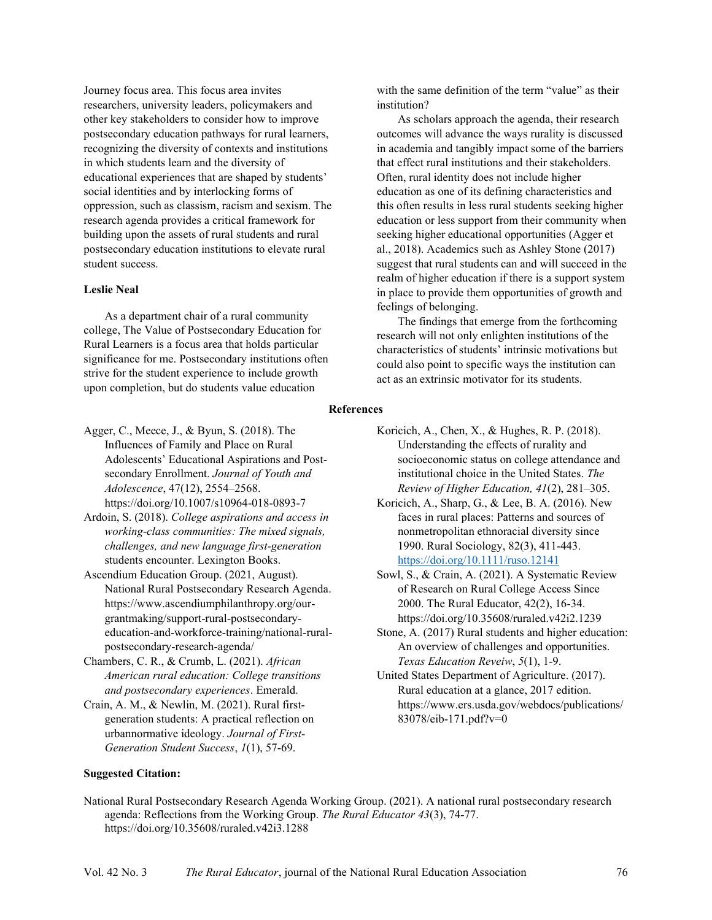Journey focus area. This focus area invites researchers, university leaders, policymakers and other key stakeholders to consider how to improve postsecondary education pathways for rural learners, recognizing the diversity of contexts and institutions in which students learn and the diversity of educational experiences that are shaped by students' social identities and by interlocking forms of oppression, such as classism, racism and sexism. The research agenda provides a critical framework for building upon the assets of rural students and rural postsecondary education institutions to elevate rural student success.

**Leslie Neal**

As a department chair of a rural community college, The Value of Postsecondary Education for Rural Learners is a focus area that holds particular significance for me. Postsecondary institutions often strive for the student experience to include growth upon completion, but do students value education with the same definition of the term "value" as their institution?

As scholars approach the agenda, their research outcomes will advance the ways rurality is discussed in academia and tangibly impact some of the barriers that effect rural institutions and their stakeholders. Often, rural identity does not include higher education as one of its defining characteristics and this often results in less rural students seeking higher education or less support from their community when seeking higher educational opportunities (Agger et al., 2018). Academics such as Ashley Stone (2017) suggest that rural students can and will succeed in the realm of higher education if there is a support system in place to provide them opportunities of growth and feelings of belonging.

The findings that emerge from the forthcoming research will not only enlighten institutions of the characteristics of students' intrinsic motivations but could also point to specific ways the institution can act as an extrinsic motivator for its students.

**References**

Agger, C., Meece, J., & Byun, S. (2018). The Influences of Family and Place on Rural Adolescents' Educational Aspirations and Post-secondary Enrollment. *Journal of Youth and Adolescence*, 47(12), 2554–2568. https://doi.org/10.1007/s10964-018-0893-7

Ardoin, S. (2018). *College aspirations and access in working-class communities: The mixed signals, challenges, and new language first-generation* students encounter. Lexington Books.

Ascendium Education Group. (2021, August). National Rural Postsecondary Research Agenda. https://www.ascendiumphilanthropy.org/our-grantmaking/support-rural-postsecondary-education-and-workforce-training/national-rural-postsecondary-research-agenda/

Chambers, C. R., & Crumb, L. (2021). *African American rural education: College transitions and postsecondary experiences*. Emerald.

Crain, A. M., & Newlin, M. (2021). Rural first-generation students: A practical reflection on urbannormative ideology. *Journal of First-Generation Student Success*, *1*(1), 57-69.

Koricich, A., Chen, X., & Hughes, R. P. (2018). Understanding the effects of rurality and socioeconomic status on college attendance and institutional choice in the United States. *The Review of Higher Education, 41*(2), 281–305.

Koricich, A., Sharp, G., & Lee, B. A. (2016). New faces in rural places: Patterns and sources of nonmetropolitan ethnoracial diversity since 1990. Rural Sociology, 82(3), 411-443. https://doi.org/10.1111/ruso.12141

Sowl, S., & Crain, A. (2021). A Systematic Review of Research on Rural College Access Since 2000. The Rural Educator, 42(2), 16-34. https://doi.org/10.35608/ruraled.v42i2.1239

Stone, A. (2017) Rural students and higher education: An overview of challenges and opportunities. *Texas Education Reveiw*, *5*(1), 1-9.

United States Department of Agriculture. (2017). Rural education at a glance, 2017 edition. https://www.ers.usda.gov/webdocs/publications/83078/eib-171.pdf?v=0

**Suggested Citation:**

National Rural Postsecondary Research Agenda Working Group. (2021). A national rural postsecondary research agenda: Reflections from the Working Group. *The Rural Educator 43*(3), 74-77. https://doi.org/10.35608/ruraled.v42i3.1288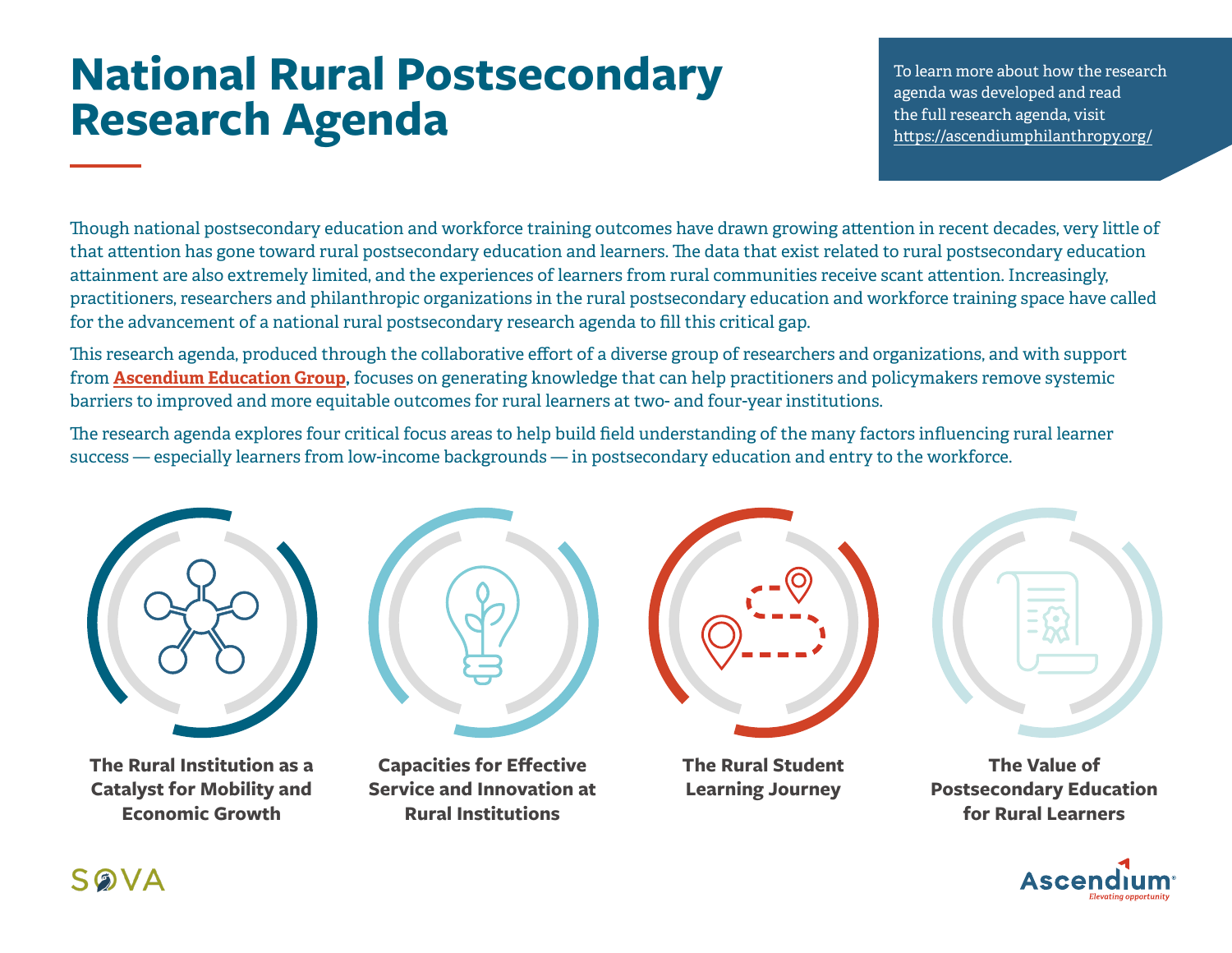# National Rural Postsecondary Research Agenda

To learn more about how the research agenda was developed and read the full research agenda, visit https://ascendiumphilanthropy.org/

Though national postsecondary education and workforce training outcomes have drawn growing attention in recent decades, very little of that attention has gone toward rural postsecondary education and learners. The data that exist related to rural postsecondary education attainment are also extremely limited, and the experiences of learners from rural communities receive scant attention. Increasingly, practitioners, researchers and philanthropic organizations in the rural postsecondary education and workforce training space have called for the advancement of a national rural postsecondary research agenda to fill this critical gap.

This research agenda, produced through the collaborative effort of a diverse group of researchers and organizations, and with support from **Ascendium Education Group**, focuses on generating knowledge that can help practitioners and policymakers remove systemic barriers to improved and more equitable outcomes for rural learners at two- and four-year institutions.

The research agenda explores four critical focus areas to help build field understanding of the many factors influencing rural learner success — especially learners from low-income backgrounds — in postsecondary education and entry to the workforce.

**The Rural Institution as a Catalyst for Mobility and Economic Growth**

**Capacities for Effective Service and Innovation at Rural Institutions**

**The Rural Student Learning Journey**

**The Value of Postsecondary Education for Rural Learners**

SOVA

Ascendium
Elevating opportunity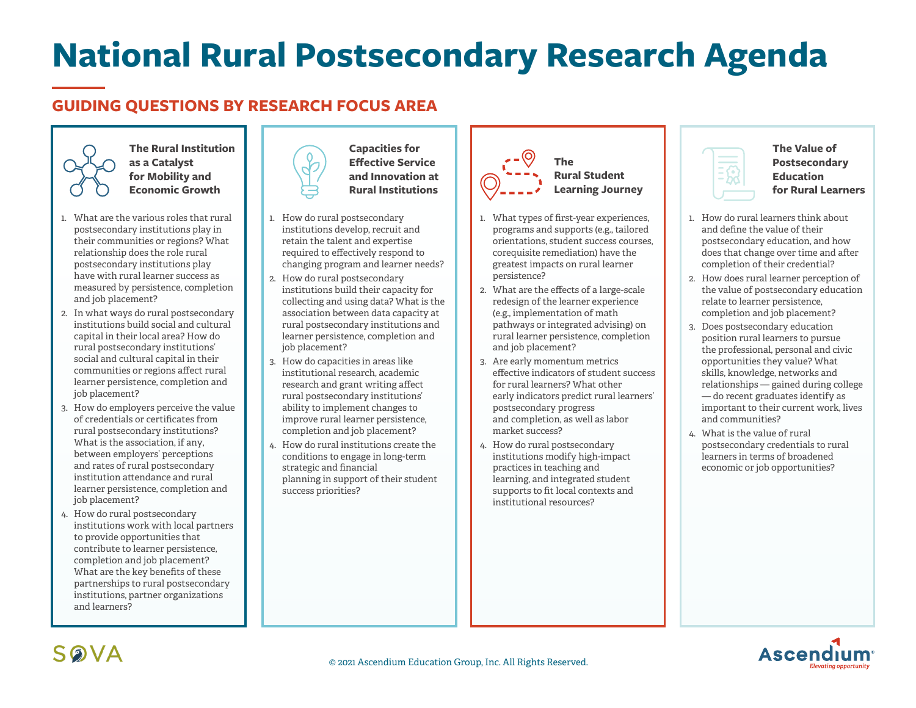# National Rural Postsecondary Research Agenda

## GUIDING QUESTIONS BY RESEARCH FOCUS AREA

### The Rural Institution as a Catalyst for Mobility and Economic Growth

1. What are the various roles that rural postsecondary institutions play in their communities or regions? What relationship does the role rural postsecondary institutions play have with rural learner success as measured by persistence, completion and job placement?
2. In what ways do rural postsecondary institutions build social and cultural capital in their local area? How do rural postsecondary institutions' social and cultural capital in their communities or regions affect rural learner persistence, completion and job placement?
3. How do employers perceive the value of credentials or certificates from rural postsecondary institutions? What is the association, if any, between employers' perceptions and rates of rural postsecondary institution attendance and rural learner persistence, completion and job placement?
4. How do rural postsecondary institutions work with local partners to provide opportunities that contribute to learner persistence, completion and job placement? What are the key benefits of these partnerships to rural postsecondary institutions, partner organizations and learners?

### Capacities for Effective Service and Innovation at Rural Institutions

1. How do rural postsecondary institutions develop, recruit and retain the talent and expertise required to effectively respond to changing program and learner needs?
2. How do rural postsecondary institutions build their capacity for collecting and using data? What is the association between data capacity at rural postsecondary institutions and learner persistence, completion and job placement?
3. How do capacities in areas like institutional research, academic research and grant writing affect rural postsecondary institutions' ability to implement changes to improve rural learner persistence, completion and job placement?
4. How do rural institutions create the conditions to engage in long-term strategic and financial planning in support of their student success priorities?

### The Rural Student Learning Journey

1. What types of first-year experiences, programs and supports (e.g., tailored orientations, student success courses, corequisite remediation) have the greatest impacts on rural learner persistence?
2. What are the effects of a large-scale redesign of the learner experience (e.g., implementation of math pathways or integrated advising) on rural learner persistence, completion and job placement?
3. Are early momentum metrics effective indicators of student success for rural learners? What other early indicators predict rural learners' postsecondary progress and completion, as well as labor market success?
4. How do rural postsecondary institutions modify high-impact practices in teaching and learning, and integrated student supports to fit local contexts and institutional resources?

### The Value of Postsecondary Education for Rural Learners

1. How do rural learners think about and define the value of their postsecondary education, and how does that change over time and after completion of their credential?
2. How does rural learner perception of the value of postsecondary education relate to learner persistence, completion and job placement?
3. Does postsecondary education position rural learners to pursue the professional, personal and civic opportunities they value? What skills, knowledge, networks and relationships — gained during college — do recent graduates identify as important to their current work, lives and communities?
4. What is the value of rural postsecondary credentials to rural learners in terms of broadened economic or job opportunities?

SOVA

© 2021 Ascendium Education Group, Inc. All Rights Reserved.

Ascendium® *Elevating opportunity*